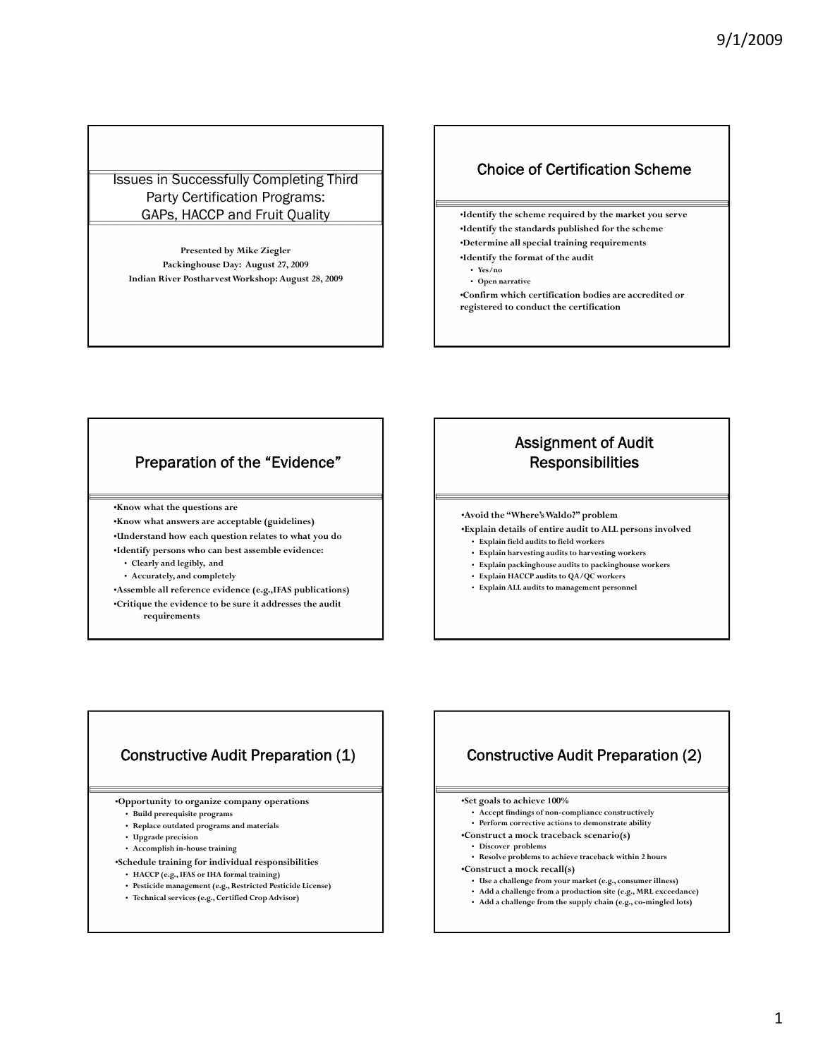# Issues in Successfully Completing Third Party Certification Programs: GAPs, HACCP and Fruit Quality

Presented by Mike Ziegler
Packinghouse Day: August 27, 2009
Indian River Postharvest Workshop: August 28, 2009

## Choice of Certification Scheme

- Identify the scheme required by the market you serve
- Identify the standards published for the scheme
- Determine all special training requirements
- Identify the format of the audit
  - Yes/no
  - Open narrative
- Confirm which certification bodies are accredited or registered to conduct the certification

## Preparation of the "Evidence"

- Know what the questions are
- Know what answers are acceptable (guidelines)
- Understand how each question relates to what you do
- Identify persons who can best assemble evidence:
  - Clearly and legibly, and
  - Accurately, and completely
- Assemble all reference evidence (e.g.,IFAS publications)
- Critique the evidence to be sure it addresses the audit requirements

## Assignment of Audit Responsibilities

- Avoid the "Where's Waldo?" problem
- Explain details of entire audit to ALL persons involved
  - Explain field audits to field workers
  - Explain harvesting audits to harvesting workers
  - Explain packinghouse audits to packinghouse workers
  - Explain HACCP audits to QA/QC workers
  - Explain ALL audits to management personnel

## Constructive Audit Preparation (1)

- Opportunity to organize company operations
  - Build prerequisite programs
  - Replace outdated programs and materials
  - Upgrade precision
  - Accomplish in-house training
- Schedule training for individual responsibilities
  - HACCP (e.g., IFAS or IHA formal training)
  - Pesticide management (e.g., Restricted Pesticide License)
  - Technical services (e.g., Certified Crop Advisor)

## Constructive Audit Preparation (2)

- Set goals to achieve 100%
  - Accept findings of non-compliance constructively
  - Perform corrective actions to demonstrate ability
- Construct a mock traceback scenario(s)
  - Discover problems
  - Resolve problems to achieve traceback within 2 hours
- Construct a mock recall(s)
  - Use a challenge from your market (e.g., consumer illness)
  - Add a challenge from a production site (e.g., MRL exceedance)
  - Add a challenge from the supply chain (e.g., co-mingled lots)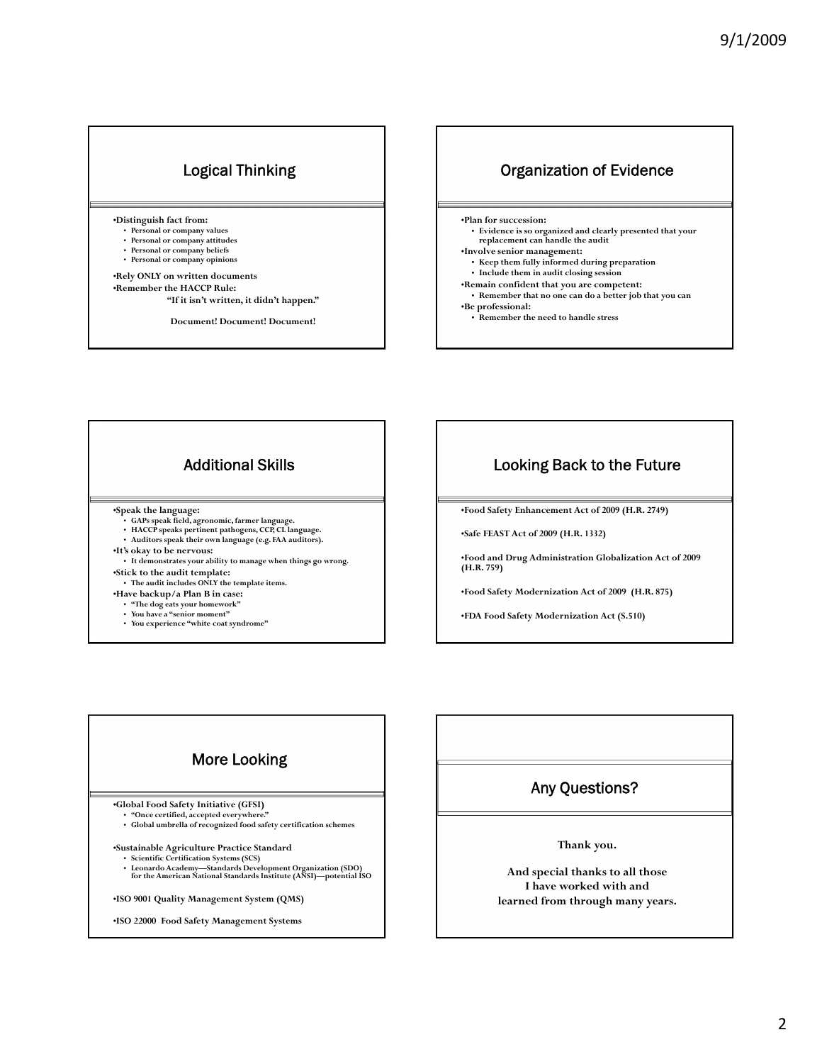## Logical Thinking

- Distinguish fact from:
  - Personal or company values
  - Personal or company attitudes
  - Personal or company beliefs
  - Personal or company opinions
- Rely ONLY on written documents
- Remember the HACCP Rule:

  "If it isn't written, it didn't happen."

  Document! Document! Document!

## Organization of Evidence

- Plan for succession:
  - Evidence is so organized and clearly presented that your replacement can handle the audit
- Involve senior management:
  - Keep them fully informed during preparation
  - Include them in audit closing session
- Remain confident that you are competent:
  - Remember that no one can do a better job that you can
- Be professional:
  - Remember the need to handle stress

## Additional Skills

- Speak the language:
  - GAPs speak field, agronomic, farmer language.
  - HACCP speaks pertinent pathogens, CCP, CL language.
  - Auditors speak their own language (e.g. FAA auditors).
- It's okay to be nervous:
  - It demonstrates your ability to manage when things go wrong.
- Stick to the audit template:
  - The audit includes ONLY the template items.
- Have backup/a Plan B in case:
  - "The dog eats your homework"
  - You have a "senior moment"
  - You experience "white coat syndrome"

## Looking Back to the Future

- Food Safety Enhancement Act of 2009 (H.R. 2749)
- Safe FEAST Act of 2009 (H.R. 1332)
- Food and Drug Administration Globalization Act of 2009 (H.R. 759)
- Food Safety Modernization Act of 2009 (H.R. 875)
- FDA Food Safety Modernization Act (S.510)

## More Looking

- Global Food Safety Initiative (GFSI)
  - "Once certified, accepted everywhere."
  - Global umbrella of recognized food safety certification schemes
- Sustainable Agriculture Practice Standard
  - Scientific Certification Systems (SCS)
  - Leonardo Academy—Standards Development Organization (SDO) for the American National Standards Institute (ANSI)—potential ISO
- ISO 9001 Quality Management System (QMS)
- ISO 22000 Food Safety Management Systems

## Any Questions?

Thank you.

And special thanks to all those I have worked with and learned from through many years.